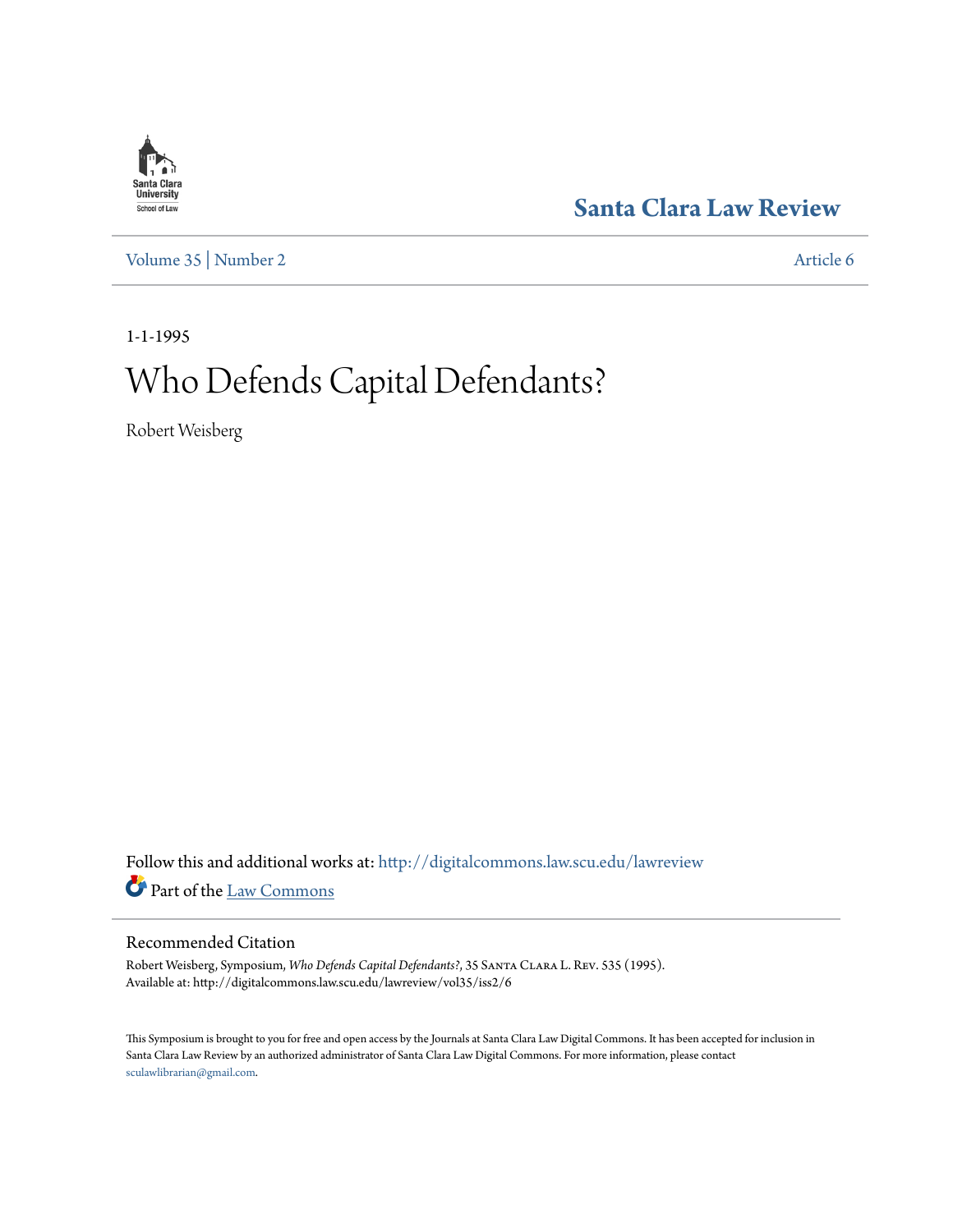Santa Clara University School of Law

# Santa Clara Law Review

Volume 35 | Number 2 Article 6

1-1-1995

# Who Defends Capital Defendants?

Robert Weisberg

Follow this and additional works at: http://digitalcommons.law.scu.edu/lawreview

Part of the Law Commons

## Recommended Citation

Robert Weisberg, Symposium, *Who Defends Capital Defendants?*, 35 Santa Clara L. Rev. 535 (1995).
Available at: http://digitalcommons.law.scu.edu/lawreview/vol35/iss2/6

This Symposium is brought to you for free and open access by the Journals at Santa Clara Law Digital Commons. It has been accepted for inclusion in Santa Clara Law Review by an authorized administrator of Santa Clara Law Digital Commons. For more information, please contact sculawlibrarian@gmail.com.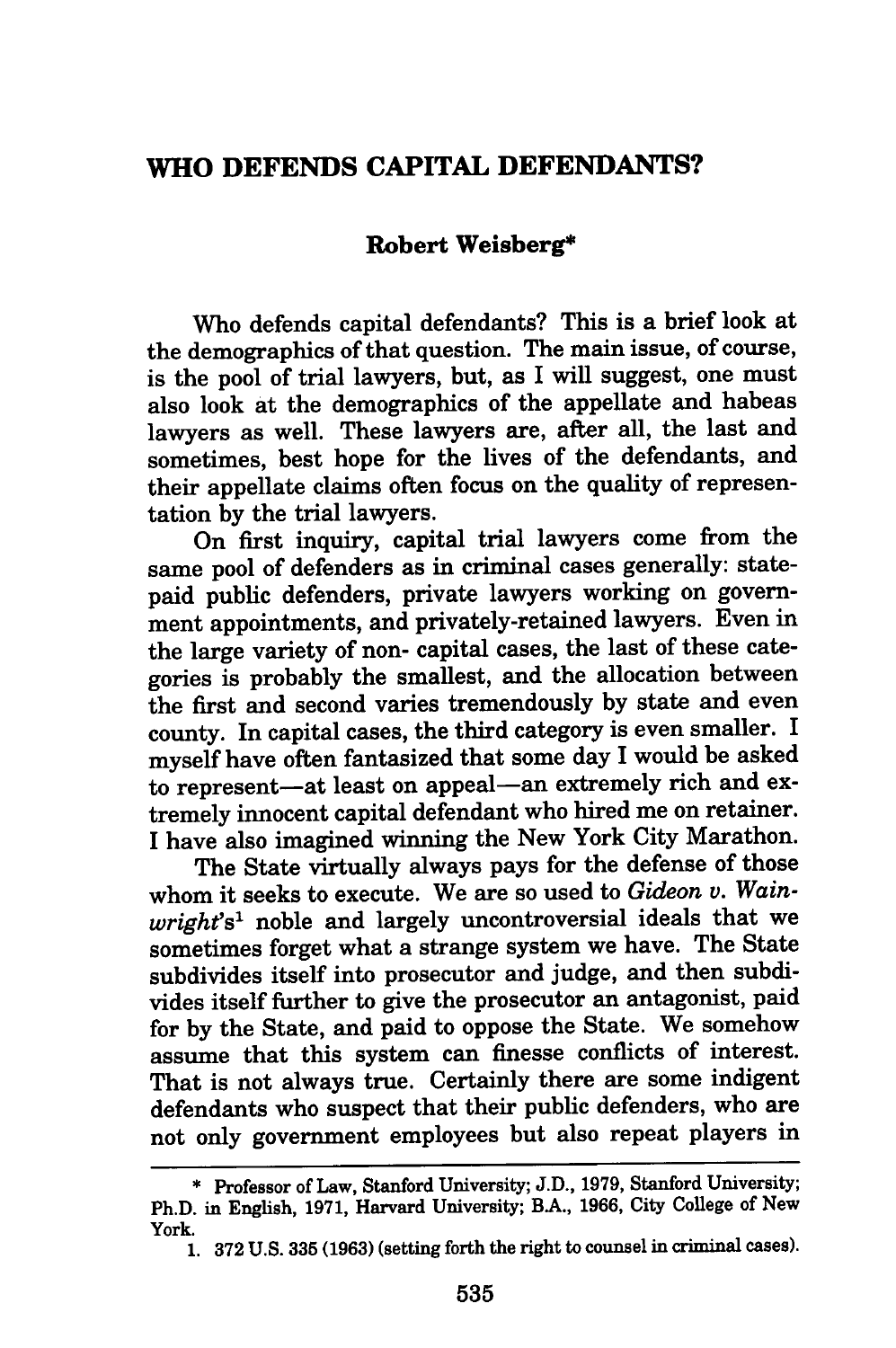# WHO DEFENDS CAPITAL DEFENDANTS?

**Robert Weisberg***

Who defends capital defendants? This is a brief look at the demographics of that question. The main issue, of course, is the pool of trial lawyers, but, as I will suggest, one must also look at the demographics of the appellate and habeas lawyers as well. These lawyers are, after all, the last and sometimes, best hope for the lives of the defendants, and their appellate claims often focus on the quality of representation by the trial lawyers.

On first inquiry, capital trial lawyers come from the same pool of defenders as in criminal cases generally: state-paid public defenders, private lawyers working on government appointments, and privately-retained lawyers. Even in the large variety of non- capital cases, the last of these categories is probably the smallest, and the allocation between the first and second varies tremendously by state and even county. In capital cases, the third category is even smaller. I myself have often fantasized that some day I would be asked to represent—at least on appeal—an extremely rich and extremely innocent capital defendant who hired me on retainer. I have also imagined winning the New York City Marathon.

The State virtually always pays for the defense of those whom it seeks to execute. We are so used to *Gideon v. Wainwright*'s[1] noble and largely uncontroversial ideals that we sometimes forget what a strange system we have. The State subdivides itself into prosecutor and judge, and then subdivides itself further to give the prosecutor an antagonist, paid for by the State, and paid to oppose the State. We somehow assume that this system can finesse conflicts of interest. That is not always true. Certainly there are some indigent defendants who suspect that their public defenders, who are not only government employees but also repeat players in

---

\* Professor of Law, Stanford University; J.D., 1979, Stanford University; Ph.D. in English, 1971, Harvard University; B.A., 1966, City College of New York.

1. 372 U.S. 335 (1963) (setting forth the right to counsel in criminal cases).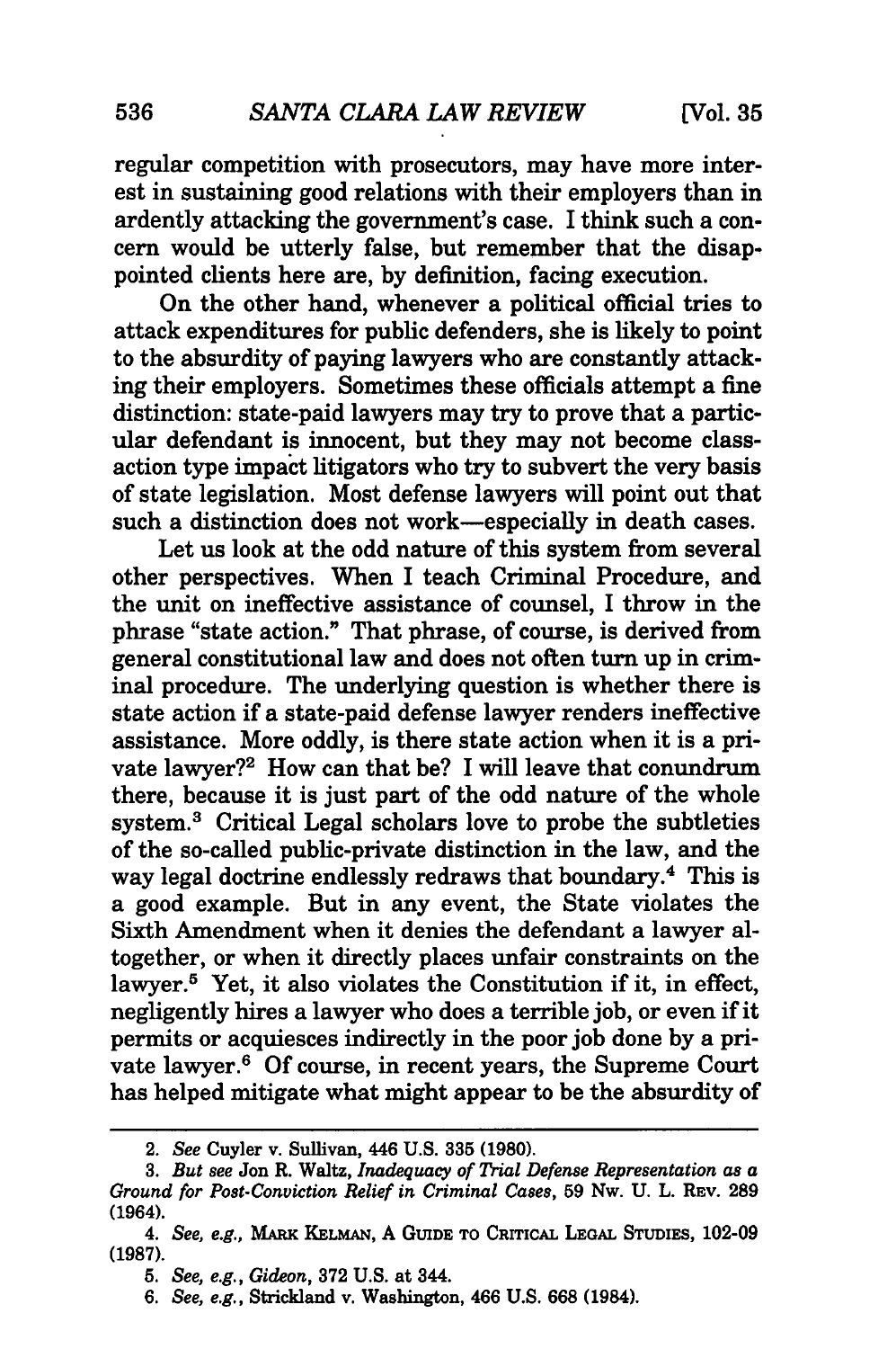regular competition with prosecutors, may have more interest in sustaining good relations with their employers than in ardently attacking the government's case. I think such a concern would be utterly false, but remember that the disappointed clients here are, by definition, facing execution.

On the other hand, whenever a political official tries to attack expenditures for public defenders, she is likely to point to the absurdity of paying lawyers who are constantly attacking their employers. Sometimes these officials attempt a fine distinction: state-paid lawyers may try to prove that a particular defendant is innocent, but they may not become class-action type impact litigators who try to subvert the very basis of state legislation. Most defense lawyers will point out that such a distinction does not work—especially in death cases.

Let us look at the odd nature of this system from several other perspectives. When I teach Criminal Procedure, and the unit on ineffective assistance of counsel, I throw in the phrase "state action." That phrase, of course, is derived from general constitutional law and does not often turn up in criminal procedure. The underlying question is whether there is state action if a state-paid defense lawyer renders ineffective assistance. More oddly, is there state action when it is a private lawyer?[2] How can that be? I will leave that conundrum there, because it is just part of the odd nature of the whole system.[3] Critical Legal scholars love to probe the subtleties of the so-called public-private distinction in the law, and the way legal doctrine endlessly redraws that boundary.[4] This is a good example. But in any event, the State violates the Sixth Amendment when it denies the defendant a lawyer altogether, or when it directly places unfair constraints on the lawyer.[5] Yet, it also violates the Constitution if it, in effect, negligently hires a lawyer who does a terrible job, or even if it permits or acquiesces indirectly in the poor job done by a private lawyer.[6] Of course, in recent years, the Supreme Court has helped mitigate what might appear to be the absurdity of

---

2. *See* Cuyler v. Sullivan, 446 U.S. 335 (1980).

3. *But see* Jon R. Waltz, *Inadequacy of Trial Defense Representation as a Ground for Post-Conviction Relief in Criminal Cases*, 59 Nw. U. L. Rev. 289 (1964).

4. *See, e.g.*, Mark Kelman, A Guide to Critical Legal Studies, 102-09 (1987).

5. *See, e.g.*, *Gideon*, 372 U.S. at 344.

6. *See, e.g.*, Strickland v. Washington, 466 U.S. 668 (1984).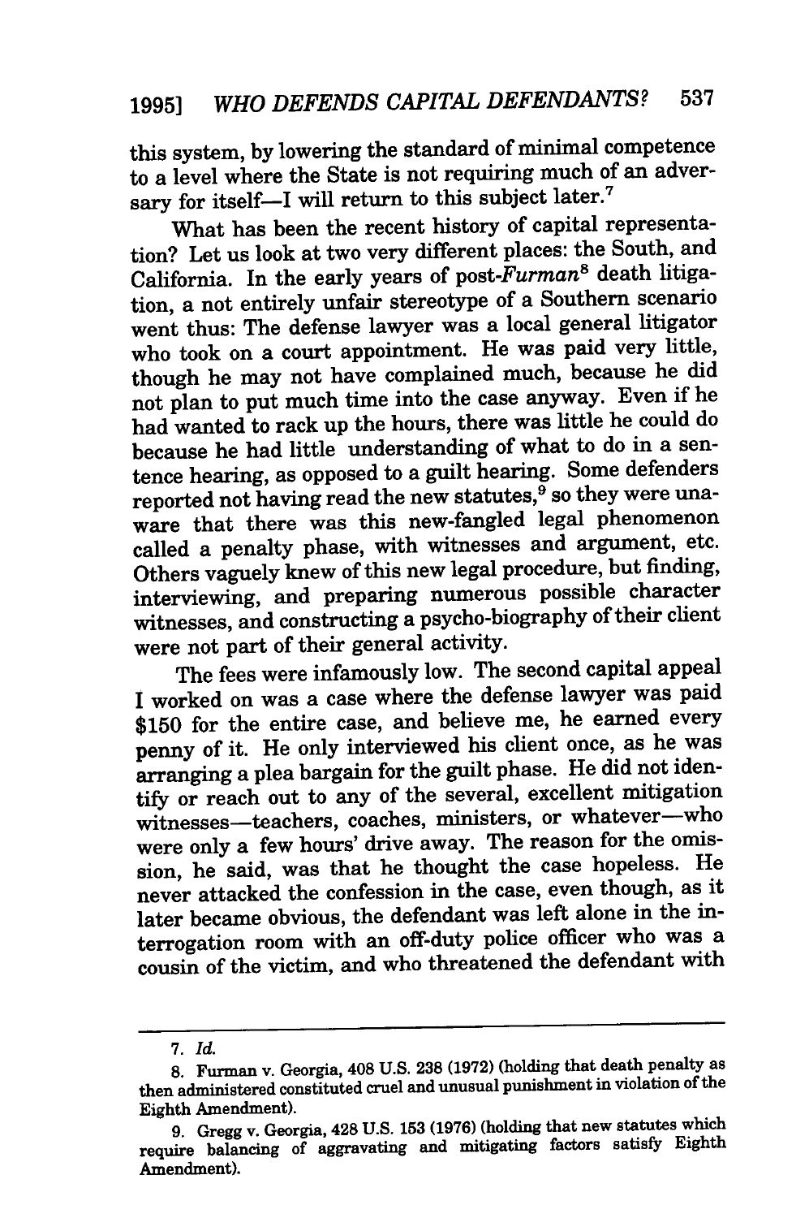this system, by lowering the standard of minimal competence to a level where the State is not requiring much of an adversary for itself—I will return to this subject later.[7]

What has been the recent history of capital representation? Let us look at two very different places: the South, and California. In the early years of post-*Furman*[8] death litigation, a not entirely unfair stereotype of a Southern scenario went thus: The defense lawyer was a local general litigator who took on a court appointment. He was paid very little, though he may not have complained much, because he did not plan to put much time into the case anyway. Even if he had wanted to rack up the hours, there was little he could do because he had little understanding of what to do in a sentence hearing, as opposed to a guilt hearing. Some defenders reported not having read the new statutes,[9] so they were unaware that there was this new-fangled legal phenomenon called a penalty phase, with witnesses and argument, etc. Others vaguely knew of this new legal procedure, but finding, interviewing, and preparing numerous possible character witnesses, and constructing a psycho-biography of their client were not part of their general activity.

The fees were infamously low. The second capital appeal I worked on was a case where the defense lawyer was paid $150 for the entire case, and believe me, he earned every penny of it. He only interviewed his client once, as he was arranging a plea bargain for the guilt phase. He did not identify or reach out to any of the several, excellent mitigation witnesses—teachers, coaches, ministers, or whatever—who were only a few hours' drive away. The reason for the omission, he said, was that he thought the case hopeless. He never attacked the confession in the case, even though, as it later became obvious, the defendant was left alone in the interrogation room with an off-duty police officer who was a cousin of the victim, and who threatened the defendant with

---

7. *Id.*

8. Furman v. Georgia, 408 U.S. 238 (1972) (holding that death penalty as then administered constituted cruel and unusual punishment in violation of the Eighth Amendment).

9. Gregg v. Georgia, 428 U.S. 153 (1976) (holding that new statutes which require balancing of aggravating and mitigating factors satisfy Eighth Amendment).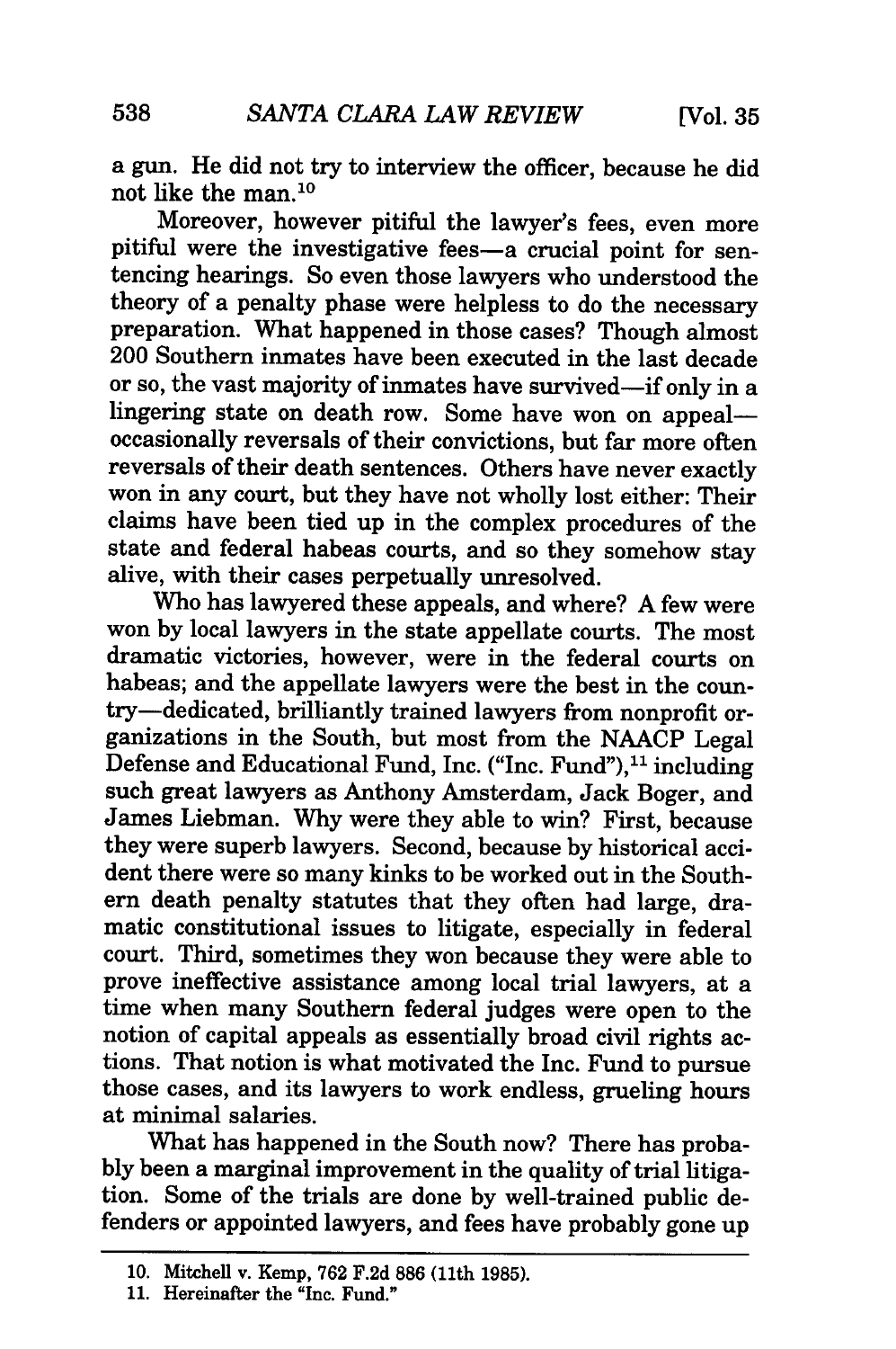a gun. He did not try to interview the officer, because he did not like the man.[10]

Moreover, however pitiful the lawyer's fees, even more pitiful were the investigative fees—a crucial point for sentencing hearings. So even those lawyers who understood the theory of a penalty phase were helpless to do the necessary preparation. What happened in those cases? Though almost 200 Southern inmates have been executed in the last decade or so, the vast majority of inmates have survived—if only in a lingering state on death row. Some have won on appeal—occasionally reversals of their convictions, but far more often reversals of their death sentences. Others have never exactly won in any court, but they have not wholly lost either: Their claims have been tied up in the complex procedures of the state and federal habeas courts, and so they somehow stay alive, with their cases perpetually unresolved.

Who has lawyered these appeals, and where? A few were won by local lawyers in the state appellate courts. The most dramatic victories, however, were in the federal courts on habeas; and the appellate lawyers were the best in the country—dedicated, brilliantly trained lawyers from nonprofit organizations in the South, but most from the NAACP Legal Defense and Educational Fund, Inc. ("Inc. Fund"),[11] including such great lawyers as Anthony Amsterdam, Jack Boger, and James Liebman. Why were they able to win? First, because they were superb lawyers. Second, because by historical accident there were so many kinks to be worked out in the Southern death penalty statutes that they often had large, dramatic constitutional issues to litigate, especially in federal court. Third, sometimes they won because they were able to prove ineffective assistance among local trial lawyers, at a time when many Southern federal judges were open to the notion of capital appeals as essentially broad civil rights actions. That notion is what motivated the Inc. Fund to pursue those cases, and its lawyers to work endless, grueling hours at minimal salaries.

What has happened in the South now? There has probably been a marginal improvement in the quality of trial litigation. Some of the trials are done by well-trained public defenders or appointed lawyers, and fees have probably gone up

---

10. Mitchell v. Kemp, 762 F.2d 886 (11th 1985).

11. Hereinafter the "Inc. Fund."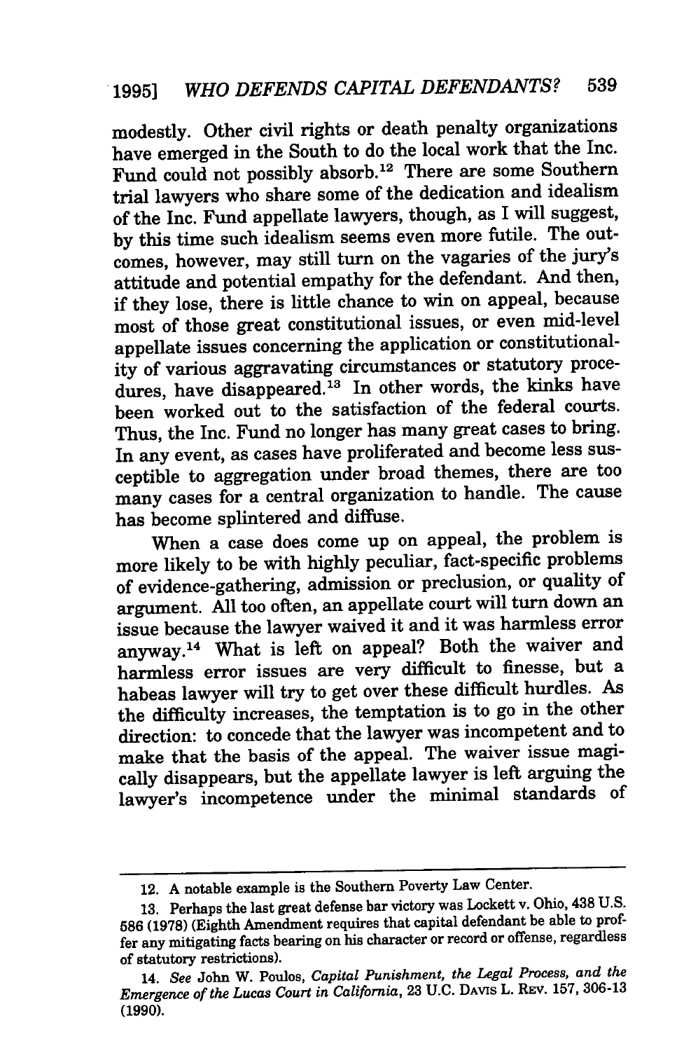modestly. Other civil rights or death penalty organizations have emerged in the South to do the local work that the Inc. Fund could not possibly absorb.[12] There are some Southern trial lawyers who share some of the dedication and idealism of the Inc. Fund appellate lawyers, though, as I will suggest, by this time such idealism seems even more futile. The outcomes, however, may still turn on the vagaries of the jury's attitude and potential empathy for the defendant. And then, if they lose, there is little chance to win on appeal, because most of those great constitutional issues, or even mid-level appellate issues concerning the application or constitutionality of various aggravating circumstances or statutory procedures, have disappeared.[13] In other words, the kinks have been worked out to the satisfaction of the federal courts. Thus, the Inc. Fund no longer has many great cases to bring. In any event, as cases have proliferated and become less susceptible to aggregation under broad themes, there are too many cases for a central organization to handle. The cause has become splintered and diffuse.

When a case does come up on appeal, the problem is more likely to be with highly peculiar, fact-specific problems of evidence-gathering, admission or preclusion, or quality of argument. All too often, an appellate court will turn down an issue because the lawyer waived it and it was harmless error anyway.[14] What is left on appeal? Both the waiver and harmless error issues are very difficult to finesse, but a habeas lawyer will try to get over these difficult hurdles. As the difficulty increases, the temptation is to go in the other direction: to concede that the lawyer was incompetent and to make that the basis of the appeal. The waiver issue magically disappears, but the appellate lawyer is left arguing the lawyer's incompetence under the minimal standards of

---

12. A notable example is the Southern Poverty Law Center.

13. Perhaps the last great defense bar victory was Lockett v. Ohio, 438 U.S. 586 (1978) (Eighth Amendment requires that capital defendant be able to proffer any mitigating facts bearing on his character or record or offense, regardless of statutory restrictions).

14. *See* John W. Poulos, *Capital Punishment, the Legal Process, and the Emergence of the Lucas Court in California*, 23 U.C. DAVIS L. REV. 157, 306-13 (1990).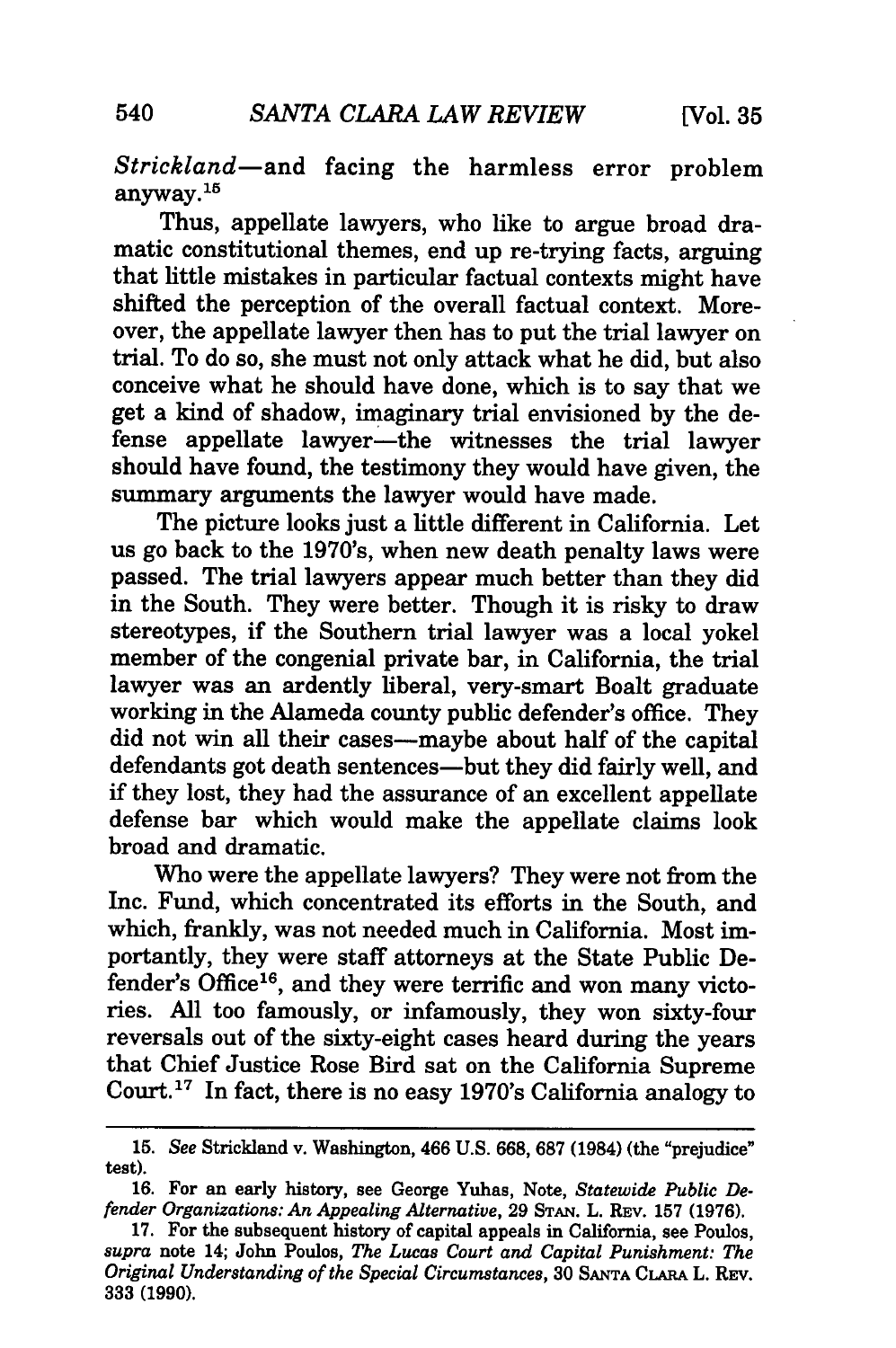*Strickland*—and facing the harmless error problem anyway.[15]

Thus, appellate lawyers, who like to argue broad dramatic constitutional themes, end up re-trying facts, arguing that little mistakes in particular factual contexts might have shifted the perception of the overall factual context. Moreover, the appellate lawyer then has to put the trial lawyer on trial. To do so, she must not only attack what he did, but also conceive what he should have done, which is to say that we get a kind of shadow, imaginary trial envisioned by the defense appellate lawyer—the witnesses the trial lawyer should have found, the testimony they would have given, the summary arguments the lawyer would have made.

The picture looks just a little different in California. Let us go back to the 1970's, when new death penalty laws were passed. The trial lawyers appear much better than they did in the South. They were better. Though it is risky to draw stereotypes, if the Southern trial lawyer was a local yokel member of the congenial private bar, in California, the trial lawyer was an ardently liberal, very-smart Boalt graduate working in the Alameda county public defender's office. They did not win all their cases—maybe about half of the capital defendants got death sentences—but they did fairly well, and if they lost, they had the assurance of an excellent appellate defense bar which would make the appellate claims look broad and dramatic.

Who were the appellate lawyers? They were not from the Inc. Fund, which concentrated its efforts in the South, and which, frankly, was not needed much in California. Most importantly, they were staff attorneys at the State Public Defender's Office[16], and they were terrific and won many victories. All too famously, or infamously, they won sixty-four reversals out of the sixty-eight cases heard during the years that Chief Justice Rose Bird sat on the California Supreme Court.[17] In fact, there is no easy 1970's California analogy to

---

15. *See* Strickland v. Washington, 466 U.S. 668, 687 (1984) (the "prejudice" test).

16. For an early history, see George Yuhas, Note, *Statewide Public Defender Organizations: An Appealing Alternative*, 29 STAN. L. REV. 157 (1976).

17. For the subsequent history of capital appeals in California, see Poulos, *supra* note 14; John Poulos, *The Lucas Court and Capital Punishment: The Original Understanding of the Special Circumstances*, 30 SANTA CLARA L. REV. 333 (1990).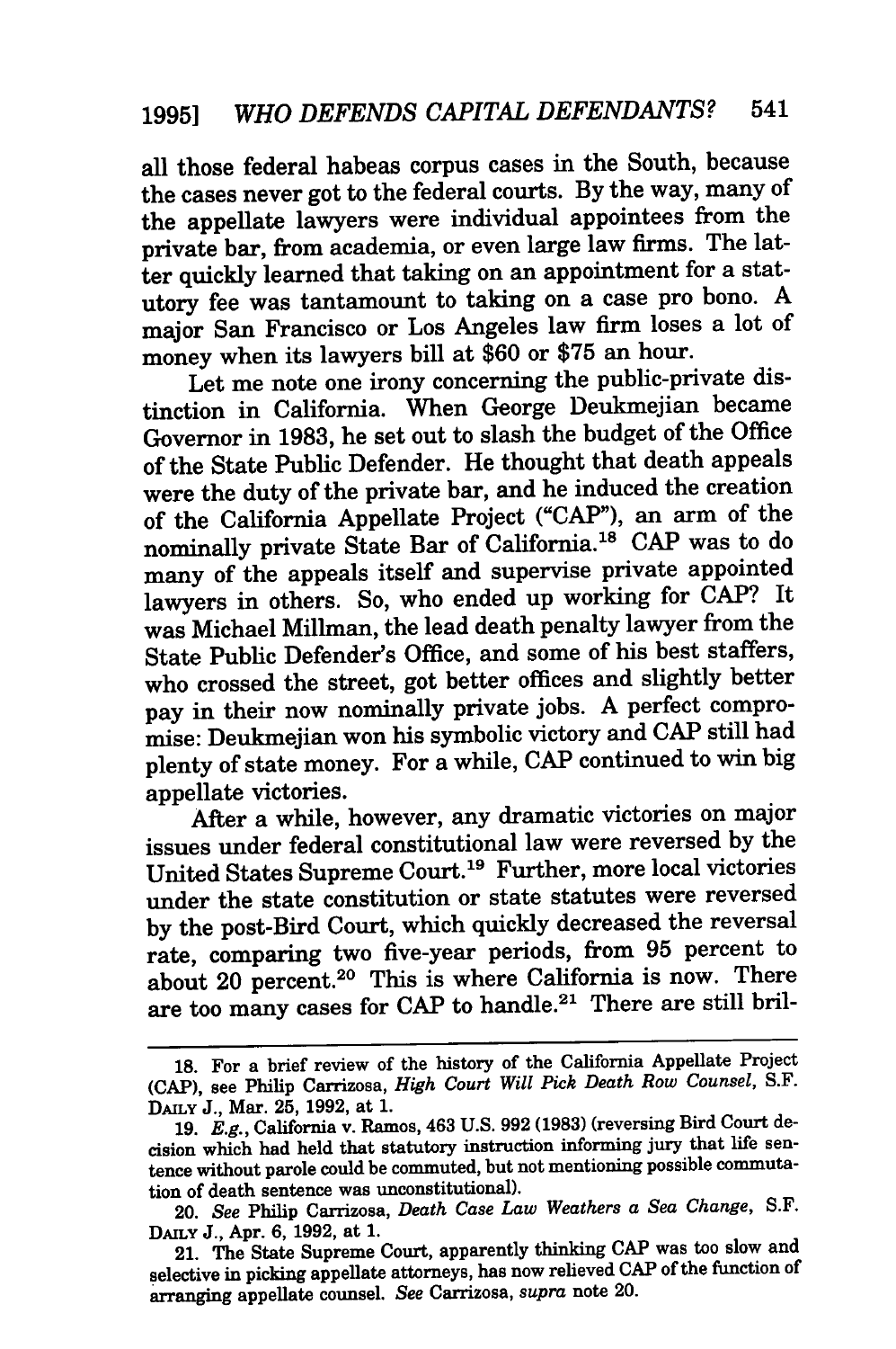all those federal habeas corpus cases in the South, because the cases never got to the federal courts. By the way, many of the appellate lawyers were individual appointees from the private bar, from academia, or even large law firms. The latter quickly learned that taking on an appointment for a statutory fee was tantamount to taking on a case pro bono. A major San Francisco or Los Angeles law firm loses a lot of money when its lawyers bill at $60 or $75 an hour.

Let me note one irony concerning the public-private distinction in California. When George Deukmejian became Governor in 1983, he set out to slash the budget of the Office of the State Public Defender. He thought that death appeals were the duty of the private bar, and he induced the creation of the California Appellate Project ("CAP"), an arm of the nominally private State Bar of California.[18] CAP was to do many of the appeals itself and supervise private appointed lawyers in others. So, who ended up working for CAP? It was Michael Millman, the lead death penalty lawyer from the State Public Defender's Office, and some of his best staffers, who crossed the street, got better offices and slightly better pay in their now nominally private jobs. A perfect compromise: Deukmejian won his symbolic victory and CAP still had plenty of state money. For a while, CAP continued to win big appellate victories.

After a while, however, any dramatic victories on major issues under federal constitutional law were reversed by the United States Supreme Court.[19] Further, more local victories under the state constitution or state statutes were reversed by the post-Bird Court, which quickly decreased the reversal rate, comparing two five-year periods, from 95 percent to about 20 percent.[20] This is where California is now. There are too many cases for CAP to handle.[21] There are still bril-

---

18. For a brief review of the history of the California Appellate Project (CAP), see Philip Carrizosa, *High Court Will Pick Death Row Counsel*, S.F. DAILY J., Mar. 25, 1992, at 1.

19. *E.g.*, California v. Ramos, 463 U.S. 992 (1983) (reversing Bird Court decision which had held that statutory instruction informing jury that life sentence without parole could be commuted, but not mentioning possible commutation of death sentence was unconstitutional).

20. *See* Philip Carrizosa, *Death Case Law Weathers a Sea Change*, S.F. DAILY J., Apr. 6, 1992, at 1.

21. The State Supreme Court, apparently thinking CAP was too slow and selective in picking appellate attorneys, has now relieved CAP of the function of arranging appellate counsel. *See* Carrizosa, *supra* note 20.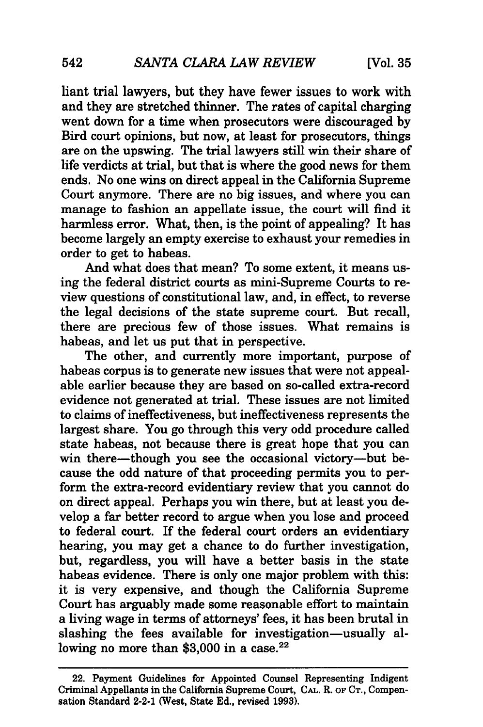liant trial lawyers, but they have fewer issues to work with and they are stretched thinner. The rates of capital charging went down for a time when prosecutors were discouraged by Bird court opinions, but now, at least for prosecutors, things are on the upswing. The trial lawyers still win their share of life verdicts at trial, but that is where the good news for them ends. No one wins on direct appeal in the California Supreme Court anymore. There are no big issues, and where you can manage to fashion an appellate issue, the court will find it harmless error. What, then, is the point of appealing? It has become largely an empty exercise to exhaust your remedies in order to get to habeas.

And what does that mean? To some extent, it means using the federal district courts as mini-Supreme Courts to review questions of constitutional law, and, in effect, to reverse the legal decisions of the state supreme court. But recall, there are precious few of those issues. What remains is habeas, and let us put that in perspective.

The other, and currently more important, purpose of habeas corpus is to generate new issues that were not appealable earlier because they are based on so-called extra-record evidence not generated at trial. These issues are not limited to claims of ineffectiveness, but ineffectiveness represents the largest share. You go through this very odd procedure called state habeas, not because there is great hope that you can win there—though you see the occasional victory—but because the odd nature of that proceeding permits you to perform the extra-record evidentiary review that you cannot do on direct appeal. Perhaps you win there, but at least you develop a far better record to argue when you lose and proceed to federal court. If the federal court orders an evidentiary hearing, you may get a chance to do further investigation, but, regardless, you will have a better basis in the state habeas evidence. There is only one major problem with this: it is very expensive, and though the California Supreme Court has arguably made some reasonable effort to maintain a living wage in terms of attorneys' fees, it has been brutal in slashing the fees available for investigation—usually allowing no more than $3,000 in a case.[22]

---

22. Payment Guidelines for Appointed Counsel Representing Indigent Criminal Appellants in the California Supreme Court, CAL. R. OF CT., Compensation Standard 2-2-1 (West, State Ed., revised 1993).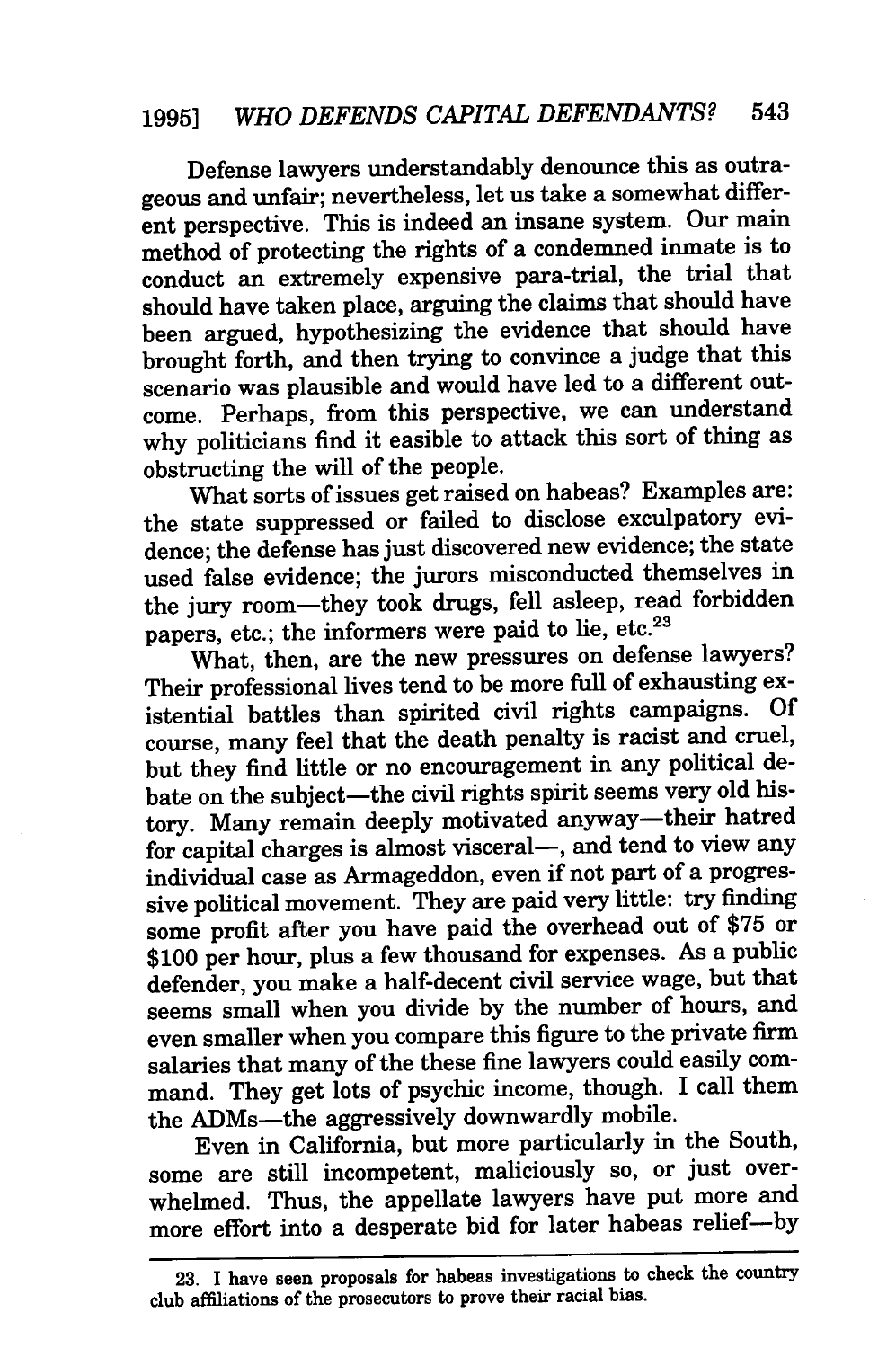Defense lawyers understandably denounce this as outrageous and unfair; nevertheless, let us take a somewhat different perspective. This is indeed an insane system. Our main method of protecting the rights of a condemned inmate is to conduct an extremely expensive para-trial, the trial that should have taken place, arguing the claims that should have been argued, hypothesizing the evidence that should have brought forth, and then trying to convince a judge that this scenario was plausible and would have led to a different outcome. Perhaps, from this perspective, we can understand why politicians find it easible to attack this sort of thing as obstructing the will of the people.

What sorts of issues get raised on habeas? Examples are: the state suppressed or failed to disclose exculpatory evidence; the defense has just discovered new evidence; the state used false evidence; the jurors misconducted themselves in the jury room—they took drugs, fell asleep, read forbidden papers, etc.; the informers were paid to lie, etc.[23]

What, then, are the new pressures on defense lawyers? Their professional lives tend to be more full of exhausting existential battles than spirited civil rights campaigns. Of course, many feel that the death penalty is racist and cruel, but they find little or no encouragement in any political debate on the subject—the civil rights spirit seems very old history. Many remain deeply motivated anyway—their hatred for capital charges is almost visceral—, and tend to view any individual case as Armageddon, even if not part of a progressive political movement. They are paid very little: try finding some profit after you have paid the overhead out of $75 or $100 per hour, plus a few thousand for expenses. As a public defender, you make a half-decent civil service wage, but that seems small when you divide by the number of hours, and even smaller when you compare this figure to the private firm salaries that many of the these fine lawyers could easily command. They get lots of psychic income, though. I call them the ADMs—the aggressively downwardly mobile.

Even in California, but more particularly in the South, some are still incompetent, maliciously so, or just overwhelmed. Thus, the appellate lawyers have put more and more effort into a desperate bid for later habeas relief—by

---

23. I have seen proposals for habeas investigations to check the country club affiliations of the prosecutors to prove their racial bias.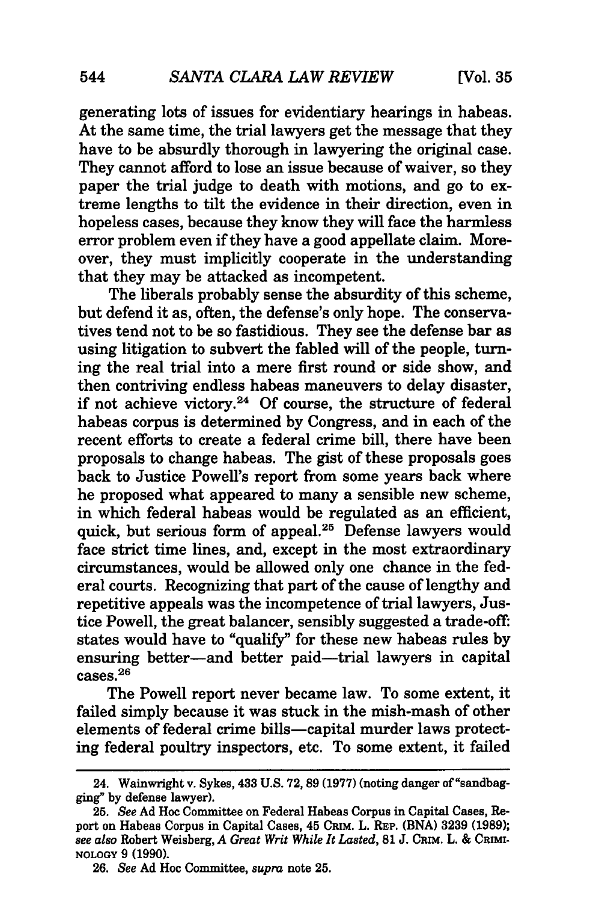generating lots of issues for evidentiary hearings in habeas. At the same time, the trial lawyers get the message that they have to be absurdly thorough in lawyering the original case. They cannot afford to lose an issue because of waiver, so they paper the trial judge to death with motions, and go to extreme lengths to tilt the evidence in their direction, even in hopeless cases, because they know they will face the harmless error problem even if they have a good appellate claim. Moreover, they must implicitly cooperate in the understanding that they may be attacked as incompetent.

The liberals probably sense the absurdity of this scheme, but defend it as, often, the defense's only hope. The conservatives tend not to be so fastidious. They see the defense bar as using litigation to subvert the fabled will of the people, turning the real trial into a mere first round or side show, and then contriving endless habeas maneuvers to delay disaster, if not achieve victory.[24] Of course, the structure of federal habeas corpus is determined by Congress, and in each of the recent efforts to create a federal crime bill, there have been proposals to change habeas. The gist of these proposals goes back to Justice Powell's report from some years back where he proposed what appeared to many a sensible new scheme, in which federal habeas would be regulated as an efficient, quick, but serious form of appeal.[25] Defense lawyers would face strict time lines, and, except in the most extraordinary circumstances, would be allowed only one chance in the federal courts. Recognizing that part of the cause of lengthy and repetitive appeals was the incompetence of trial lawyers, Justice Powell, the great balancer, sensibly suggested a trade-off: states would have to "qualify" for these new habeas rules by ensuring better—and better paid—trial lawyers in capital cases.[26]

The Powell report never became law. To some extent, it failed simply because it was stuck in the mish-mash of other elements of federal crime bills—capital murder laws protecting federal poultry inspectors, etc. To some extent, it failed

---

24. Wainwright v. Sykes, 433 U.S. 72, 89 (1977) (noting danger of "sandbagging" by defense lawyer).

25. *See* Ad Hoc Committee on Federal Habeas Corpus in Capital Cases, Report on Habeas Corpus in Capital Cases, 45 CRIM. L. REP. (BNA) 3239 (1989); *see also* Robert Weisberg, *A Great Writ While It Lasted*, 81 J. CRIM. L. & CRIMINOLOGY 9 (1990).

26. *See* Ad Hoc Committee, *supra* note 25.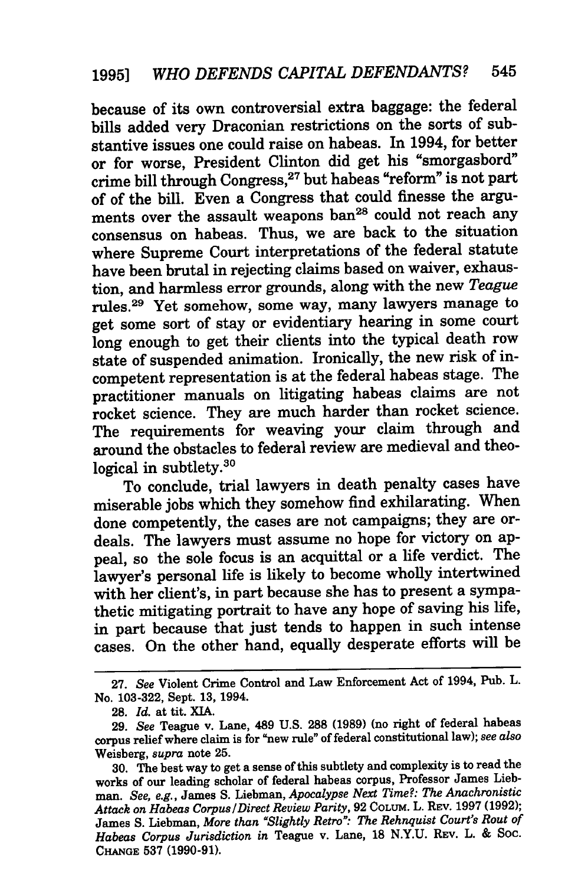because of its own controversial extra baggage: the federal bills added very Draconian restrictions on the sorts of substantive issues one could raise on habeas. In 1994, for better or for worse, President Clinton did get his "smorgasbord" crime bill through Congress,[27] but habeas "reform" is not part of of the bill. Even a Congress that could finesse the arguments over the assault weapons ban[28] could not reach any consensus on habeas. Thus, we are back to the situation where Supreme Court interpretations of the federal statute have been brutal in rejecting claims based on waiver, exhaustion, and harmless error grounds, along with the new *Teague* rules.[29] Yet somehow, some way, many lawyers manage to get some sort of stay or evidentiary hearing in some court long enough to get their clients into the typical death row state of suspended animation. Ironically, the new risk of incompetent representation is at the federal habeas stage. The practitioner manuals on litigating habeas claims are not rocket science. They are much harder than rocket science. The requirements for weaving your claim through and around the obstacles to federal review are medieval and theological in subtlety.[30]

To conclude, trial lawyers in death penalty cases have miserable jobs which they somehow find exhilarating. When done competently, the cases are not campaigns; they are ordeals. The lawyers must assume no hope for victory on appeal, so the sole focus is an acquittal or a life verdict. The lawyer's personal life is likely to become wholly intertwined with her client's, in part because she has to present a sympathetic mitigating portrait to have any hope of saving his life, in part because that just tends to happen in such intense cases. On the other hand, equally desperate efforts will be

---

27. *See* Violent Crime Control and Law Enforcement Act of 1994, Pub. L. No. 103-322, Sept. 13, 1994.

28. *Id.* at tit. XIA.

29. *See* Teague v. Lane, 489 U.S. 288 (1989) (no right of federal habeas corpus relief where claim is for "new rule" of federal constitutional law); *see also* Weisberg, *supra* note 25.

30. The best way to get a sense of this subtlety and complexity is to read the works of our leading scholar of federal habeas corpus, Professor James Liebman. *See, e.g.*, James S. Liebman, *Apocalypse Next Time?: The Anachronistic Attack on Habeas Corpus/Direct Review Parity*, 92 COLUM. L. REV. 1997 (1992); James S. Liebman, *More than "Slightly Retro": The Rehnquist Court's Rout of Habeas Corpus Jurisdiction in* Teague v. Lane, 18 N.Y.U. REV. L. & SOC. CHANGE 537 (1990-91).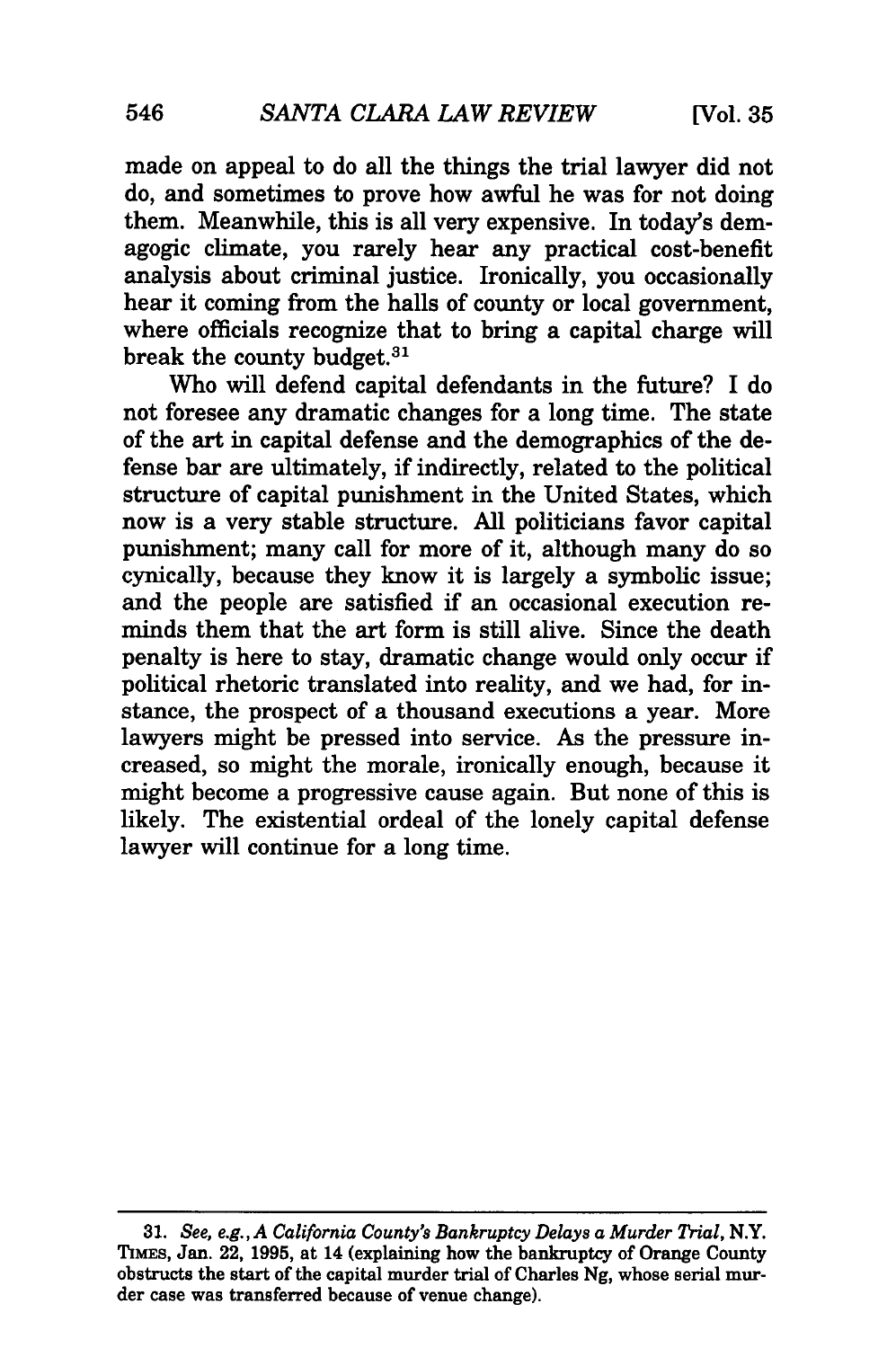made on appeal to do all the things the trial lawyer did not do, and sometimes to prove how awful he was for not doing them. Meanwhile, this is all very expensive. In today's demagogic climate, you rarely hear any practical cost-benefit analysis about criminal justice. Ironically, you occasionally hear it coming from the halls of county or local government, where officials recognize that to bring a capital charge will break the county budget.[31]

Who will defend capital defendants in the future? I do not foresee any dramatic changes for a long time. The state of the art in capital defense and the demographics of the defense bar are ultimately, if indirectly, related to the political structure of capital punishment in the United States, which now is a very stable structure. All politicians favor capital punishment; many call for more of it, although many do so cynically, because they know it is largely a symbolic issue; and the people are satisfied if an occasional execution reminds them that the art form is still alive. Since the death penalty is here to stay, dramatic change would only occur if political rhetoric translated into reality, and we had, for instance, the prospect of a thousand executions a year. More lawyers might be pressed into service. As the pressure increased, so might the morale, ironically enough, because it might become a progressive cause again. But none of this is likely. The existential ordeal of the lonely capital defense lawyer will continue for a long time.

---

31. *See, e.g., A California County's Bankruptcy Delays a Murder Trial*, N.Y. TIMES, Jan. 22, 1995, at 14 (explaining how the bankruptcy of Orange County obstructs the start of the capital murder trial of Charles Ng, whose serial murder case was transferred because of venue change).